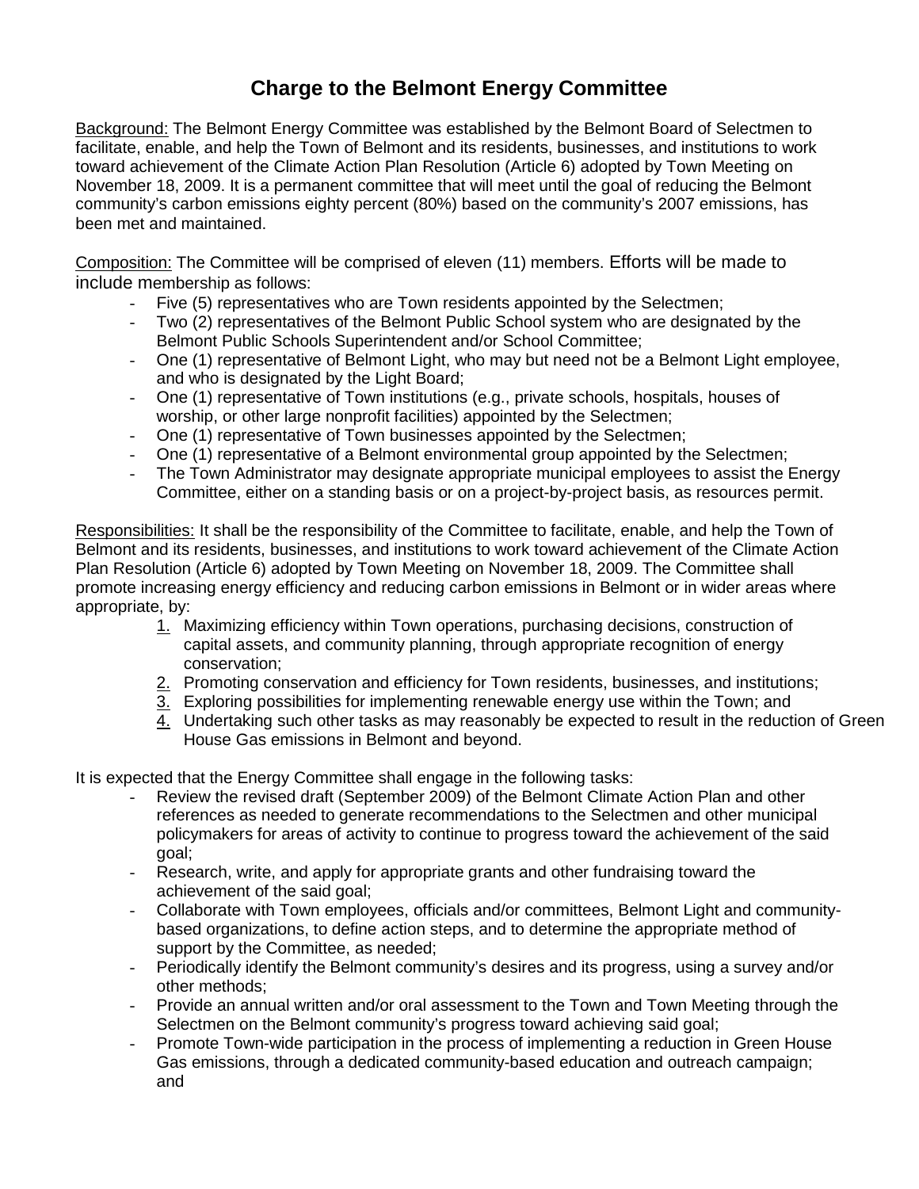# Charge to the Belmont Energy Committee

Background: The Belmont Energy Committee was established by the Belmont Board of Selectmen to facilitate, enable, and help the Town of Belmont and its residents, businesses, and institutions to work toward achievement of the Climate Action Plan Resolution (Article 6) adopted by Town Meeting on November 18, 2009. It is a permanent committee that will meet until the goal of reducing the Belmont community's carbon emissions eighty percent (80%) based on the community's 2007 emissions, has been met and maintained.

Composition: The Committee will be comprised of eleven (11) members. Efforts will be made to include membership as follows:

- Five (5) representatives who are Town residents appointed by the Selectmen;
- Two (2) representatives of the Belmont Public School system who are designated by the Belmont Public Schools Superintendent and/or School Committee;
- One (1) representative of Belmont Light, who may but need not be a Belmont Light employee, and who is designated by the Light Board;
- One (1) representative of Town institutions (e.g., private schools, hospitals, houses of worship, or other large nonprofit facilities) appointed by the Selectmen;
- One (1) representative of Town businesses appointed by the Selectmen;
- One (1) representative of a Belmont environmental group appointed by the Selectmen;
- The Town Administrator may designate appropriate municipal employees to assist the Energy Committee, either on a standing basis or on a project-by-project basis, as resources permit.

Responsibilities: It shall be the responsibility of the Committee to facilitate, enable, and help the Town of Belmont and its residents, businesses, and institutions to work toward achievement of the Climate Action Plan Resolution (Article 6) adopted by Town Meeting on November 18, 2009. The Committee shall promote increasing energy efficiency and reducing carbon emissions in Belmont or in wider areas where appropriate, by:

1. Maximizing efficiency within Town operations, purchasing decisions, construction of capital assets, and community planning, through appropriate recognition of energy conservation;
2. Promoting conservation and efficiency for Town residents, businesses, and institutions;
3. Exploring possibilities for implementing renewable energy use within the Town; and
4. Undertaking such other tasks as may reasonably be expected to result in the reduction of Green House Gas emissions in Belmont and beyond.

It is expected that the Energy Committee shall engage in the following tasks:

- Review the revised draft (September 2009) of the Belmont Climate Action Plan and other references as needed to generate recommendations to the Selectmen and other municipal policymakers for areas of activity to continue to progress toward the achievement of the said goal;
- Research, write, and apply for appropriate grants and other fundraising toward the achievement of the said goal;
- Collaborate with Town employees, officials and/or committees, Belmont Light and community-based organizations, to define action steps, and to determine the appropriate method of support by the Committee, as needed;
- Periodically identify the Belmont community's desires and its progress, using a survey and/or other methods;
- Provide an annual written and/or oral assessment to the Town and Town Meeting through the Selectmen on the Belmont community's progress toward achieving said goal;
- Promote Town-wide participation in the process of implementing a reduction in Green House Gas emissions, through a dedicated community-based education and outreach campaign; and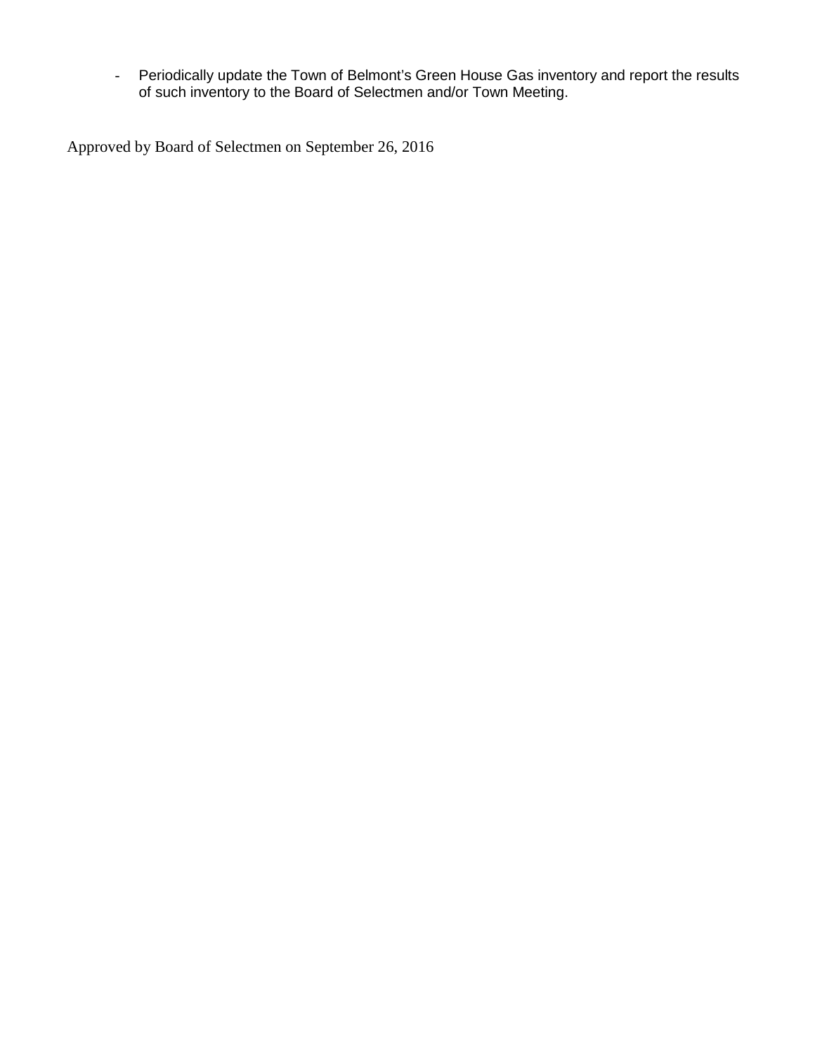- Periodically update the Town of Belmont's Green House Gas inventory and report the results of such inventory to the Board of Selectmen and/or Town Meeting.

Approved by Board of Selectmen on September 26, 2016